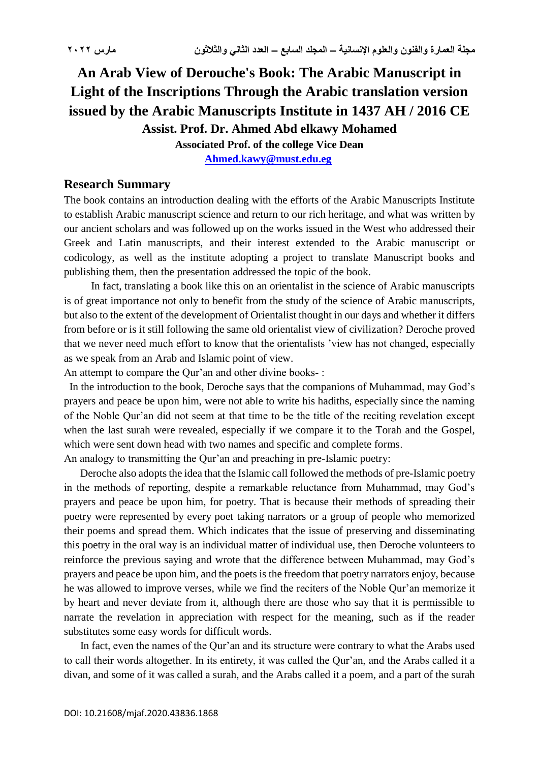# An Arab View of Derouche's Book: The Arabic Manuscript in Light of the Inscriptions Through the Arabic translation version issued by the Arabic Manuscripts Institute in 1437 AH / 2016 CE

**Assist. Prof. Dr. Ahmed Abd elkawy Mohamed**

**Associated Prof. of the college Vice Dean**

**Ahmed.kawy@must.edu.eg**

## Research Summary

The book contains an introduction dealing with the efforts of the Arabic Manuscripts Institute to establish Arabic manuscript science and return to our rich heritage, and what was written by our ancient scholars and was followed up on the works issued in the West who addressed their Greek and Latin manuscripts, and their interest extended to the Arabic manuscript or codicology, as well as the institute adopting a project to translate Manuscript books and publishing them, then the presentation addressed the topic of the book.

In fact, translating a book like this on an orientalist in the science of Arabic manuscripts is of great importance not only to benefit from the study of the science of Arabic manuscripts, but also to the extent of the development of Orientalist thought in our days and whether it differs from before or is it still following the same old orientalist view of civilization? Deroche proved that we never need much effort to know that the orientalists 'view has not changed, especially as we speak from an Arab and Islamic point of view.

An attempt to compare the Qur'an and other divine books- :

In the introduction to the book, Deroche says that the companions of Muhammad, may God's prayers and peace be upon him, were not able to write his hadiths, especially since the naming of the Noble Qur'an did not seem at that time to be the title of the reciting revelation except when the last surah were revealed, especially if we compare it to the Torah and the Gospel, which were sent down head with two names and specific and complete forms.

An analogy to transmitting the Qur'an and preaching in pre-Islamic poetry:

Deroche also adopts the idea that the Islamic call followed the methods of pre-Islamic poetry in the methods of reporting, despite a remarkable reluctance from Muhammad, may God's prayers and peace be upon him, for poetry. That is because their methods of spreading their poetry were represented by every poet taking narrators or a group of people who memorized their poems and spread them. Which indicates that the issue of preserving and disseminating this poetry in the oral way is an individual matter of individual use, then Deroche volunteers to reinforce the previous saying and wrote that the difference between Muhammad, may God's prayers and peace be upon him, and the poets is the freedom that poetry narrators enjoy, because he was allowed to improve verses, while we find the reciters of the Noble Qur'an memorize it by heart and never deviate from it, although there are those who say that it is permissible to narrate the revelation in appreciation with respect for the meaning, such as if the reader substitutes some easy words for difficult words.

In fact, even the names of the Qur'an and its structure were contrary to what the Arabs used to call their words altogether. In its entirety, it was called the Qur'an, and the Arabs called it a divan, and some of it was called a surah, and the Arabs called it a poem, and a part of the surah

DOI: 10.21608/mjaf.2020.43836.1868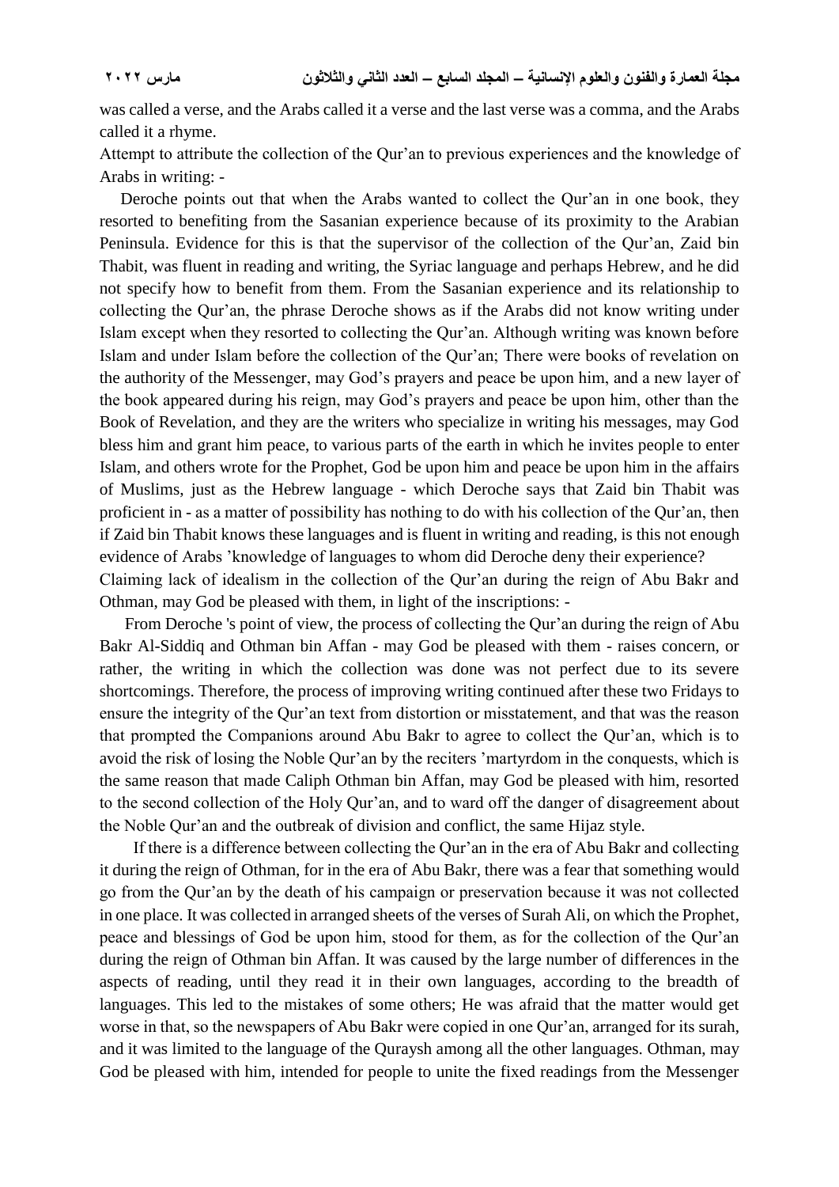was called a verse, and the Arabs called it a verse and the last verse was a comma, and the Arabs called it a rhyme.

Attempt to attribute the collection of the Qur'an to previous experiences and the knowledge of Arabs in writing: -

Deroche points out that when the Arabs wanted to collect the Qur'an in one book, they resorted to benefiting from the Sasanian experience because of its proximity to the Arabian Peninsula. Evidence for this is that the supervisor of the collection of the Qur'an, Zaid bin Thabit, was fluent in reading and writing, the Syriac language and perhaps Hebrew, and he did not specify how to benefit from them. From the Sasanian experience and its relationship to collecting the Qur'an, the phrase Deroche shows as if the Arabs did not know writing under Islam except when they resorted to collecting the Qur'an. Although writing was known before Islam and under Islam before the collection of the Qur'an; There were books of revelation on the authority of the Messenger, may God's prayers and peace be upon him, and a new layer of the book appeared during his reign, may God's prayers and peace be upon him, other than the Book of Revelation, and they are the writers who specialize in writing his messages, may God bless him and grant him peace, to various parts of the earth in which he invites people to enter Islam, and others wrote for the Prophet, God be upon him and peace be upon him in the affairs of Muslims, just as the Hebrew language - which Deroche says that Zaid bin Thabit was proficient in - as a matter of possibility has nothing to do with his collection of the Qur'an, then if Zaid bin Thabit knows these languages and is fluent in writing and reading, is this not enough evidence of Arabs 'knowledge of languages to whom did Deroche deny their experience?

Claiming lack of idealism in the collection of the Qur'an during the reign of Abu Bakr and Othman, may God be pleased with them, in light of the inscriptions: -

From Deroche 's point of view, the process of collecting the Qur'an during the reign of Abu Bakr Al-Siddiq and Othman bin Affan - may God be pleased with them - raises concern, or rather, the writing in which the collection was done was not perfect due to its severe shortcomings. Therefore, the process of improving writing continued after these two Fridays to ensure the integrity of the Qur'an text from distortion or misstatement, and that was the reason that prompted the Companions around Abu Bakr to agree to collect the Qur'an, which is to avoid the risk of losing the Noble Qur'an by the reciters 'martyrdom in the conquests, which is the same reason that made Caliph Othman bin Affan, may God be pleased with him, resorted to the second collection of the Holy Qur'an, and to ward off the danger of disagreement about the Noble Qur'an and the outbreak of division and conflict, the same Hijaz style.

If there is a difference between collecting the Qur'an in the era of Abu Bakr and collecting it during the reign of Othman, for in the era of Abu Bakr, there was a fear that something would go from the Qur'an by the death of his campaign or preservation because it was not collected in one place. It was collected in arranged sheets of the verses of Surah Ali, on which the Prophet, peace and blessings of God be upon him, stood for them, as for the collection of the Qur'an during the reign of Othman bin Affan. It was caused by the large number of differences in the aspects of reading, until they read it in their own languages, according to the breadth of languages. This led to the mistakes of some others; He was afraid that the matter would get worse in that, so the newspapers of Abu Bakr were copied in one Qur'an, arranged for its surah, and it was limited to the language of the Quraysh among all the other languages. Othman, may God be pleased with him, intended for people to unite the fixed readings from the Messenger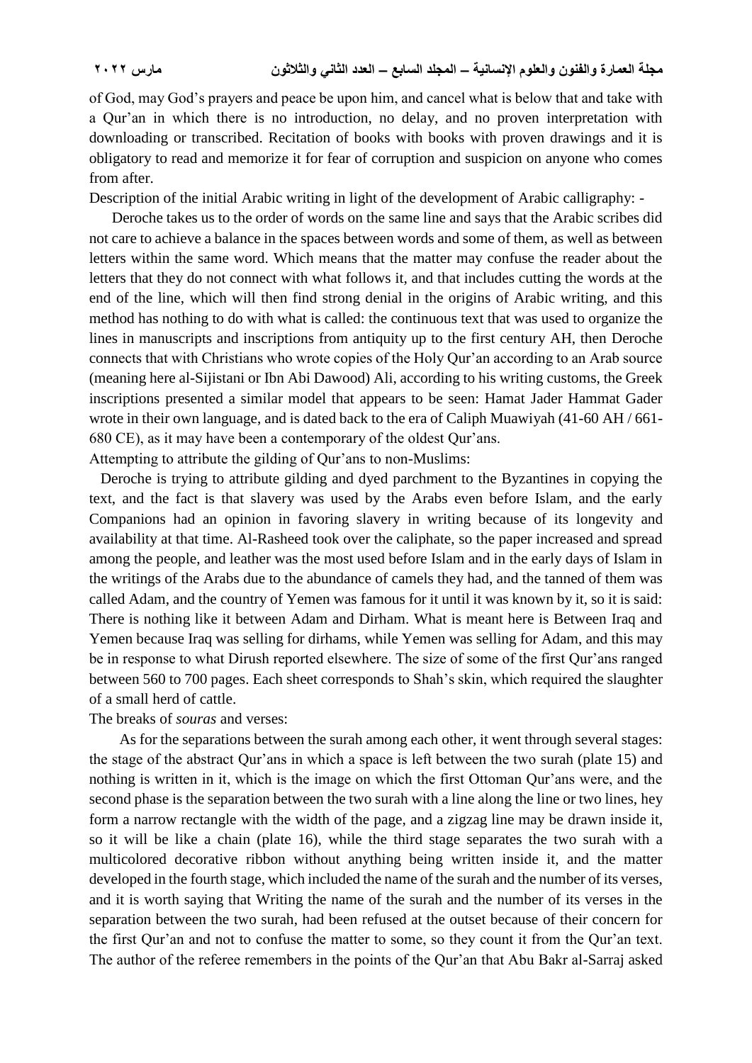of God, may God's prayers and peace be upon him, and cancel what is below that and take with a Qur'an in which there is no introduction, no delay, and no proven interpretation with downloading or transcribed. Recitation of books with books with proven drawings and it is obligatory to read and memorize it for fear of corruption and suspicion on anyone who comes from after.

Description of the initial Arabic writing in light of the development of Arabic calligraphy: -

Deroche takes us to the order of words on the same line and says that the Arabic scribes did not care to achieve a balance in the spaces between words and some of them, as well as between letters within the same word. Which means that the matter may confuse the reader about the letters that they do not connect with what follows it, and that includes cutting the words at the end of the line, which will then find strong denial in the origins of Arabic writing, and this method has nothing to do with what is called: the continuous text that was used to organize the lines in manuscripts and inscriptions from antiquity up to the first century AH, then Deroche connects that with Christians who wrote copies of the Holy Qur'an according to an Arab source (meaning here al-Sijistani or Ibn Abi Dawood) Ali, according to his writing customs, the Greek inscriptions presented a similar model that appears to be seen: Hamat Jader Hammat Gader wrote in their own language, and is dated back to the era of Caliph Muawiyah (41-60 AH / 661-680 CE), as it may have been a contemporary of the oldest Qur'ans.

Attempting to attribute the gilding of Qur'ans to non-Muslims:

Deroche is trying to attribute gilding and dyed parchment to the Byzantines in copying the text, and the fact is that slavery was used by the Arabs even before Islam, and the early Companions had an opinion in favoring slavery in writing because of its longevity and availability at that time. Al-Rasheed took over the caliphate, so the paper increased and spread among the people, and leather was the most used before Islam and in the early days of Islam in the writings of the Arabs due to the abundance of camels they had, and the tanned of them was called Adam, and the country of Yemen was famous for it until it was known by it, so it is said: There is nothing like it between Adam and Dirham. What is meant here is Between Iraq and Yemen because Iraq was selling for dirhams, while Yemen was selling for Adam, and this may be in response to what Dirush reported elsewhere. The size of some of the first Qur'ans ranged between 560 to 700 pages. Each sheet corresponds to Shah's skin, which required the slaughter of a small herd of cattle.

The breaks of *souras* and verses:

As for the separations between the surah among each other, it went through several stages: the stage of the abstract Qur'ans in which a space is left between the two surah (plate 15) and nothing is written in it, which is the image on which the first Ottoman Qur'ans were, and the second phase is the separation between the two surah with a line along the line or two lines, hey form a narrow rectangle with the width of the page, and a zigzag line may be drawn inside it, so it will be like a chain (plate 16), while the third stage separates the two surah with a multicolored decorative ribbon without anything being written inside it, and the matter developed in the fourth stage, which included the name of the surah and the number of its verses, and it is worth saying that Writing the name of the surah and the number of its verses in the separation between the two surah, had been refused at the outset because of their concern for the first Qur'an and not to confuse the matter to some, so they count it from the Qur'an text. The author of the referee remembers in the points of the Qur'an that Abu Bakr al-Sarraj asked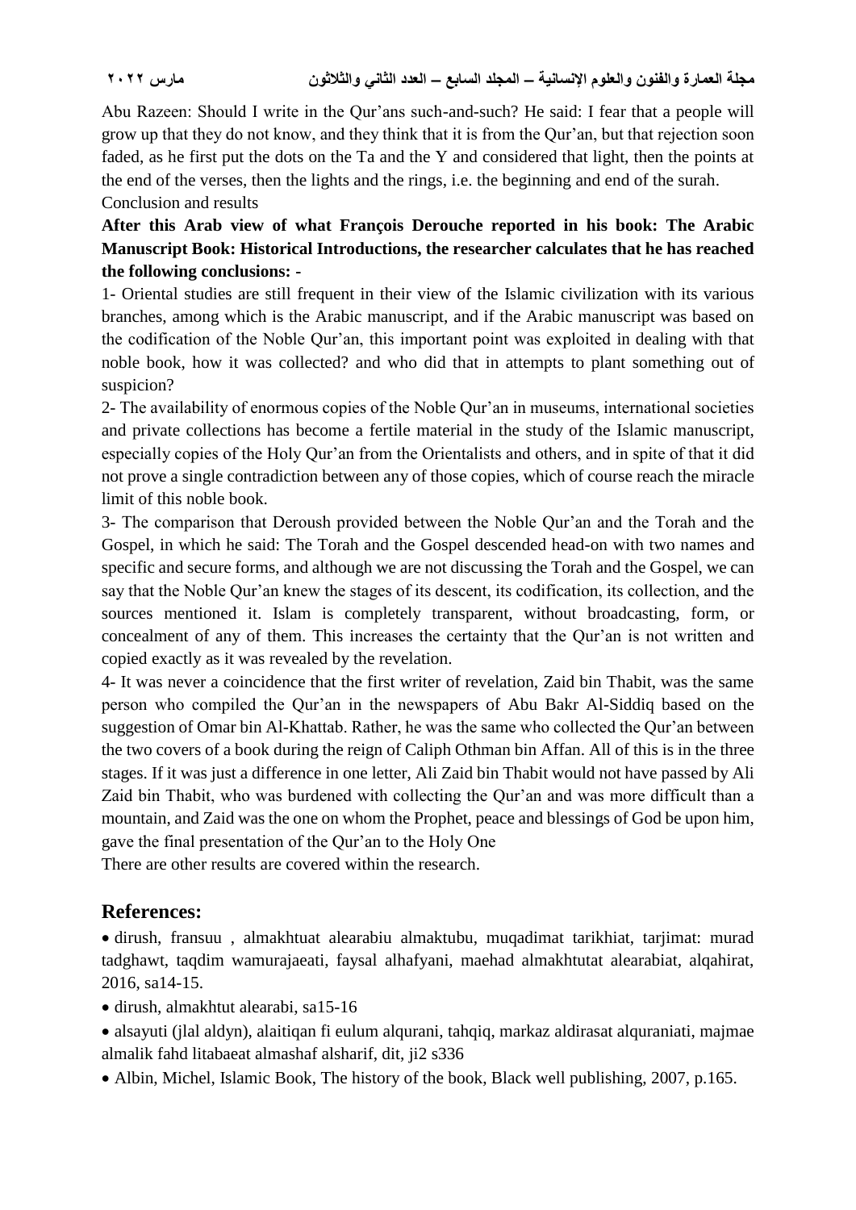Abu Razeen: Should I write in the Qur'ans such-and-such? He said: I fear that a people will grow up that they do not know, and they think that it is from the Qur'an, but that rejection soon faded, as he first put the dots on the Ta and the Y and considered that light, then the points at the end of the verses, then the lights and the rings, i.e. the beginning and end of the surah.

Conclusion and results

**After this Arab view of what François Derouche reported in his book: The Arabic Manuscript Book: Historical Introductions, the researcher calculates that he has reached the following conclusions: -**

1- Oriental studies are still frequent in their view of the Islamic civilization with its various branches, among which is the Arabic manuscript, and if the Arabic manuscript was based on the codification of the Noble Qur'an, this important point was exploited in dealing with that noble book, how it was collected? and who did that in attempts to plant something out of suspicion?

2- The availability of enormous copies of the Noble Qur'an in museums, international societies and private collections has become a fertile material in the study of the Islamic manuscript, especially copies of the Holy Qur'an from the Orientalists and others, and in spite of that it did not prove a single contradiction between any of those copies, which of course reach the miracle limit of this noble book.

3- The comparison that Deroush provided between the Noble Qur'an and the Torah and the Gospel, in which he said: The Torah and the Gospel descended head-on with two names and specific and secure forms, and although we are not discussing the Torah and the Gospel, we can say that the Noble Qur'an knew the stages of its descent, its codification, its collection, and the sources mentioned it. Islam is completely transparent, without broadcasting, form, or concealment of any of them. This increases the certainty that the Qur'an is not written and copied exactly as it was revealed by the revelation.

4- It was never a coincidence that the first writer of revelation, Zaid bin Thabit, was the same person who compiled the Qur'an in the newspapers of Abu Bakr Al-Siddiq based on the suggestion of Omar bin Al-Khattab. Rather, he was the same who collected the Qur'an between the two covers of a book during the reign of Caliph Othman bin Affan. All of this is in the three stages. If it was just a difference in one letter, Ali Zaid bin Thabit would not have passed by Ali Zaid bin Thabit, who was burdened with collecting the Qur'an and was more difficult than a mountain, and Zaid was the one on whom the Prophet, peace and blessings of God be upon him, gave the final presentation of the Qur'an to the Holy One

There are other results are covered within the research.

## References:

- dirush, fransuu , almakhtuat alearabiu almaktubu, muqadimat tarikhiat, tarjimat: murad tadghawt, taqdim wamurajaeati, faysal alhafyani, maehad almakhtutat alearabiat, alqahirat, 2016, sa14-15.
- dirush, almakhtut alearabi, sa15-16
- alsayuti (jlal aldyn), alaitiqan fi eulum alqurani, tahqiq, markaz aldirasat alquraniati, majmae almalik fahd litabaeat almashaf alsharif, dit, ji2 s336
- Albin, Michel, Islamic Book, The history of the book, Black well publishing, 2007, p.165.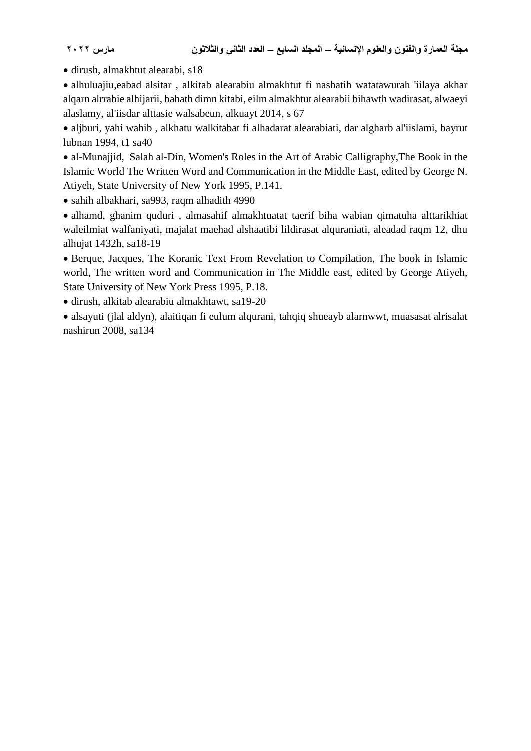- dirush, almakhtut alearabi, s18
- alhuluajiu,eabad alsitar , alkitab alearabiu almakhtut fi nashatih watatawurah 'iilaya akhar alqarn alrrabie alhijarii, bahath dimn kitabi, eilm almakhtut alearabii bihawth wadirasat, alwaeyi alaslamy, al'iisdar alttasie walsabeun, alkuayt 2014, s 67
- aljburi, yahi wahib , alkhatu walkitabat fi alhadarat alearabiati, dar algharb al'iislami, bayrut lubnan 1994, t1 sa40
- al-Munajjid, Salah al-Din, Women's Roles in the Art of Arabic Calligraphy,The Book in the Islamic World The Written Word and Communication in the Middle East, edited by George N. Atiyeh, State University of New York 1995, P.141.
- sahih albakhari, sa993, raqm alhadith 4990
- alhamd, ghanim quduri , almasahif almakhtuatat taerif biha wabian qimatuha alttarikhiat waleilmiat walfaniyati, majalat maehad alshaatibi lildirasat alquraniati, aleadad raqm 12, dhu alhujat 1432h, sa18-19
- Berque, Jacques, The Koranic Text From Revelation to Compilation, The book in Islamic world, The written word and Communication in The Middle east, edited by George Atiyeh, State University of New York Press 1995, P.18.
- dirush, alkitab alearabiu almakhtawt, sa19-20
- alsayuti (jlal aldyn), alaitiqan fi eulum alqurani, tahqiq shueayb alarnwwt, muasasat alrisalat nashirun 2008, sa134